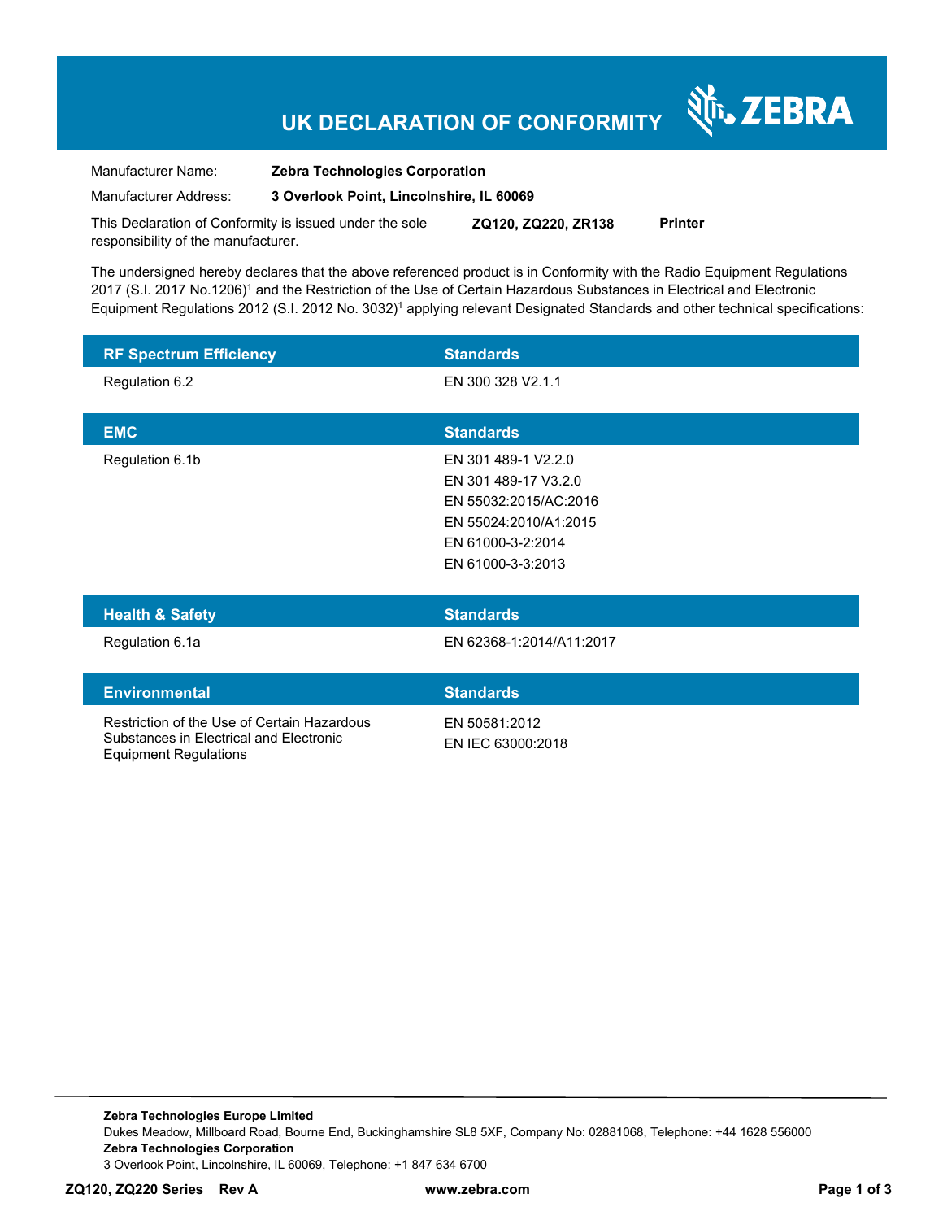# UK DECLARATION OF CONFORMITY

ZEBRA

Manufacturer Name: **Zebra Technologies Corporation**

Manufacturer Address: **3 Overlook Point, Lincolnshire, IL 60069**

This Declaration of Conformity is issued under the sole responsibility of the manufacturer. **ZQ120, ZQ220, ZR138** **Printer**

The undersigned hereby declares that the above referenced product is in Conformity with the Radio Equipment Regulations 2017 (S.I. 2017 No.1206)[1] and the Restriction of the Use of Certain Hazardous Substances in Electrical and Electronic Equipment Regulations 2012 (S.I. 2012 No. 3032)[1] applying relevant Designated Standards and other technical specifications:

| RF Spectrum Efficiency | Standards |
|---|---|
| Regulation 6.2 | EN 300 328 V2.1.1 |

| EMC | Standards |
|---|---|
| Regulation 6.1b | EN 301 489-1 V2.2.0<br>EN 301 489-17 V3.2.0<br>EN 55032:2015/AC:2016<br>EN 55024:2010/A1:2015<br>EN 61000-3-2:2014<br>EN 61000-3-3:2013 |

| Health & Safety | Standards |
|---|---|
| Regulation 6.1a | EN 62368-1:2014/A11:2017 |

| Environmental | Standards |
|---|---|
| Restriction of the Use of Certain Hazardous Substances in Electrical and Electronic Equipment Regulations | EN 50581:2012<br>EN IEC 63000:2018 |

**Zebra Technologies Europe Limited**
Dukes Meadow, Millboard Road, Bourne End, Buckinghamshire SL8 5XF, Company No: 02881068, Telephone: +44 1628 556000
**Zebra Technologies Corporation**
3 Overlook Point, Lincolnshire, IL 60069, Telephone: +1 847 634 6700

**ZQ120, ZQ220 Series Rev A** **www.zebra.com**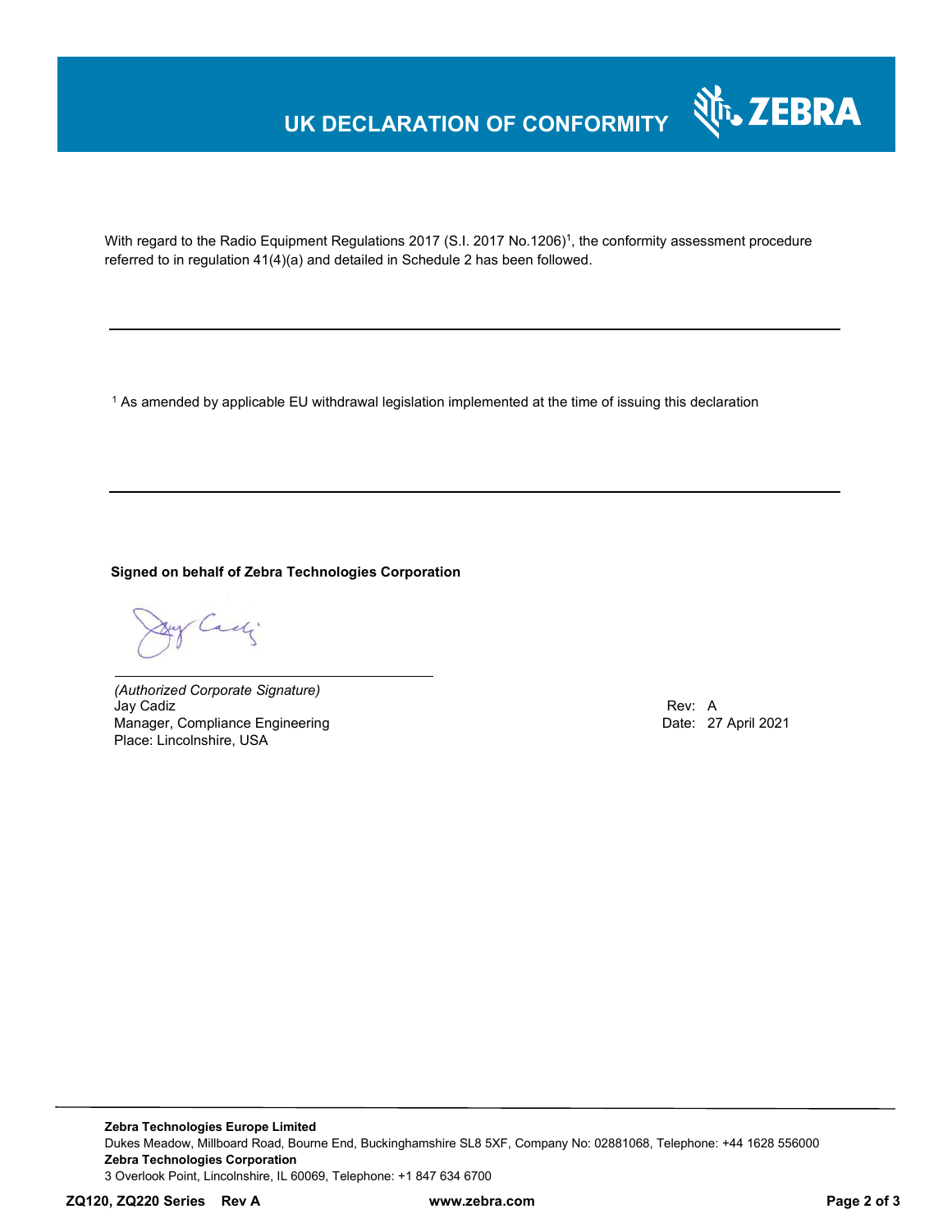# UK DECLARATION OF CONFORMITY

With regard to the Radio Equipment Regulations 2017 (S.I. 2017 No.1206)[1], the conformity assessment procedure referred to in regulation 41(4)(a) and detailed in Schedule 2 has been followed.

---

[1] As amended by applicable EU withdrawal legislation implemented at the time of issuing this declaration

---

**Signed on behalf of Zebra Technologies Corporation**

*(Authorized Corporate Signature)*
Jay Cadiz
Manager, Compliance Engineering
Place: Lincolnshire, USA

Rev: A
Date: 27 April 2021

**Zebra Technologies Europe Limited**
Dukes Meadow, Millboard Road, Bourne End, Buckinghamshire SL8 5XF, Company No: 02881068, Telephone: +44 1628 556000
**Zebra Technologies Corporation**
3 Overlook Point, Lincolnshire, IL 60069, Telephone: +1 847 634 6700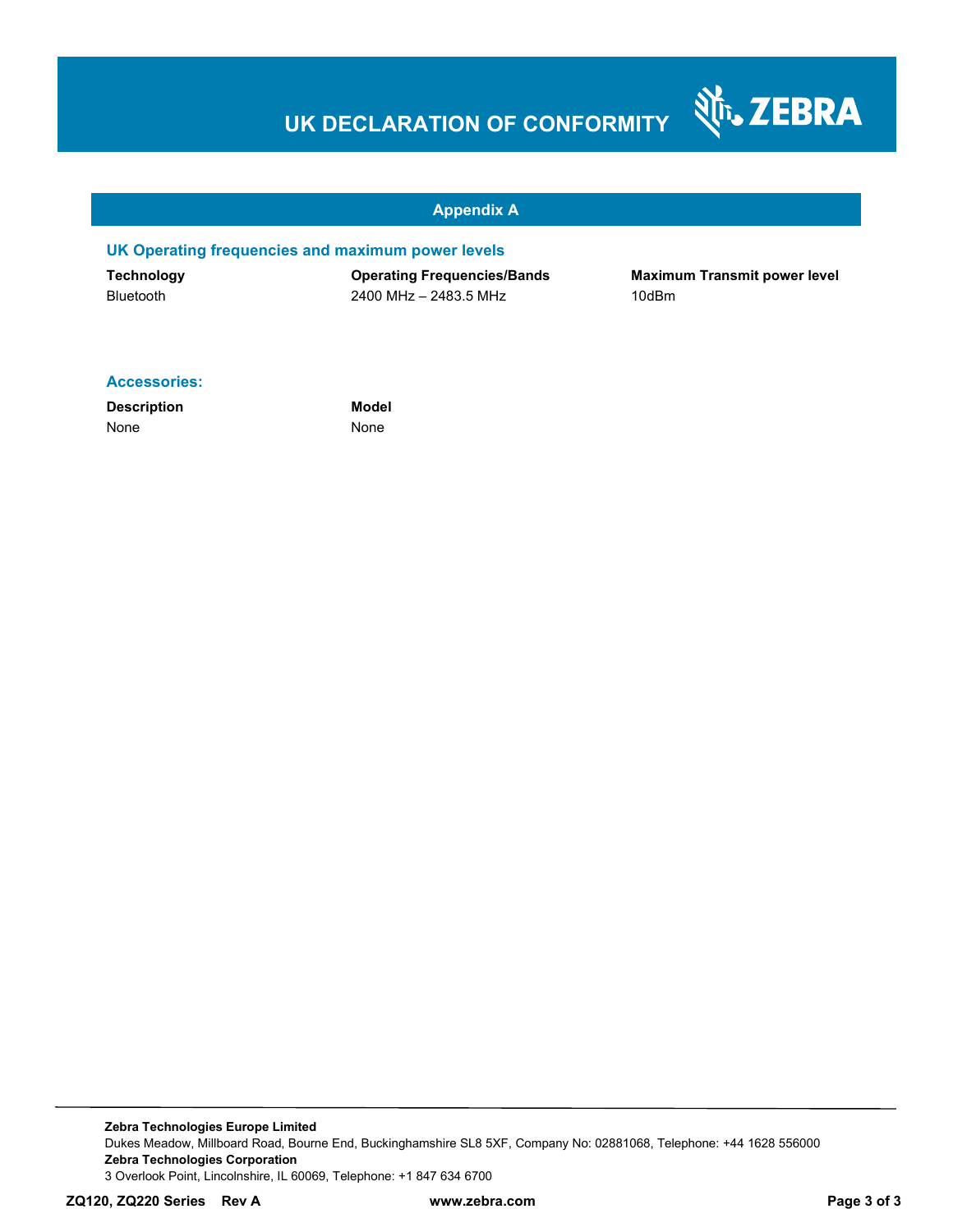# UK DECLARATION OF CONFORMITY

## Appendix A

### UK Operating frequencies and maximum power levels

| Technology | Operating Frequencies/Bands | Maximum Transmit power level |
| --- | --- | --- |
| Bluetooth | 2400 MHz – 2483.5 MHz | 10dBm |

### Accessories:

| Description | Model |
| --- | --- |
| None | None |

**Zebra Technologies Europe Limited**
Dukes Meadow, Millboard Road, Bourne End, Buckinghamshire SL8 5XF, Company No: 02881068, Telephone: +44 1628 556000
**Zebra Technologies Corporation**
3 Overlook Point, Lincolnshire, IL 60069, Telephone: +1 847 634 6700